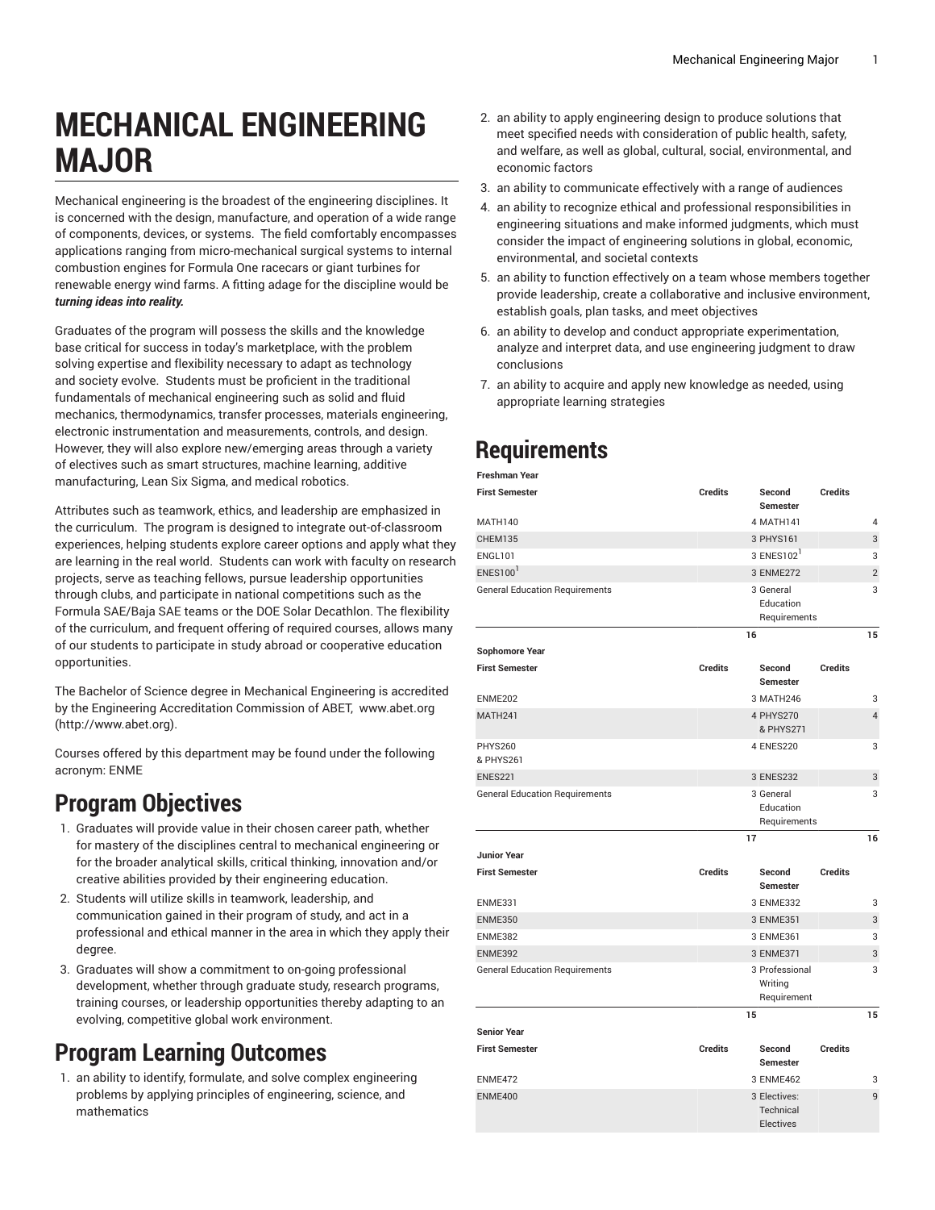# MECHANICAL ENGINEERING MAJOR

Mechanical engineering is the broadest of the engineering disciplines. It is concerned with the design, manufacture, and operation of a wide range of components, devices, or systems. The field comfortably encompasses applications ranging from micro-mechanical surgical systems to internal combustion engines for Formula One racecars or giant turbines for renewable energy wind farms. A fitting adage for the discipline would be ***turning ideas into reality.***

Graduates of the program will possess the skills and the knowledge base critical for success in today's marketplace, with the problem solving expertise and flexibility necessary to adapt as technology and society evolve. Students must be proficient in the traditional fundamentals of mechanical engineering such as solid and fluid mechanics, thermodynamics, transfer processes, materials engineering, electronic instrumentation and measurements, controls, and design. However, they will also explore new/emerging areas through a variety of electives such as smart structures, machine learning, additive manufacturing, Lean Six Sigma, and medical robotics.

Attributes such as teamwork, ethics, and leadership are emphasized in the curriculum. The program is designed to integrate out-of-classroom experiences, helping students explore career options and apply what they are learning in the real world. Students can work with faculty on research projects, serve as teaching fellows, pursue leadership opportunities through clubs, and participate in national competitions such as the Formula SAE/Baja SAE teams or the DOE Solar Decathlon. The flexibility of the curriculum, and frequent offering of required courses, allows many of our students to participate in study abroad or cooperative education opportunities.

The Bachelor of Science degree in Mechanical Engineering is accredited by the Engineering Accreditation Commission of ABET, www.abet.org (http://www.abet.org).

Courses offered by this department may be found under the following acronym: ENME

## Program Objectives

1. Graduates will provide value in their chosen career path, whether for mastery of the disciplines central to mechanical engineering or for the broader analytical skills, critical thinking, innovation and/or creative abilities provided by their engineering education.
2. Students will utilize skills in teamwork, leadership, and communication gained in their program of study, and act in a professional and ethical manner in the area in which they apply their degree.
3. Graduates will show a commitment to on-going professional development, whether through graduate study, research programs, training courses, or leadership opportunities thereby adapting to an evolving, competitive global work environment.

## Program Learning Outcomes

1. an ability to identify, formulate, and solve complex engineering problems by applying principles of engineering, science, and mathematics
2. an ability to apply engineering design to produce solutions that meet specified needs with consideration of public health, safety, and welfare, as well as global, cultural, social, environmental, and economic factors
3. an ability to communicate effectively with a range of audiences
4. an ability to recognize ethical and professional responsibilities in engineering situations and make informed judgments, which must consider the impact of engineering solutions in global, economic, environmental, and societal contexts
5. an ability to function effectively on a team whose members together provide leadership, create a collaborative and inclusive environment, establish goals, plan tasks, and meet objectives
6. an ability to develop and conduct appropriate experimentation, analyze and interpret data, and use engineering judgment to draw conclusions
7. an ability to acquire and apply new knowledge as needed, using appropriate learning strategies

# Requirements

| Freshman Year | | | |
|---|---|---|---|
| **First Semester** | **Credits** | **Second Semester** | **Credits** |
| MATH140 | 4 | MATH141 | 4 |
| CHEM135 | 3 | PHYS161 | 3 |
| ENGL101 | 3 | ENES102[1] | 3 |
| ENES100[1] | 3 | ENME272 | 2 |
| General Education Requirements | 3 | General Education Requirements | 3 |
| | 16 | | 15 |
| **Sophomore Year** | | | |
| **First Semester** | **Credits** | **Second Semester** | **Credits** |
| ENME202 | 3 | MATH246 | 3 |
| MATH241 | 4 | PHYS270 & PHYS271 | 4 |
| PHYS260 & PHYS261 | 4 | ENES220 | 3 |
| ENES221 | 3 | ENES232 | 3 |
| General Education Requirements | 3 | General Education Requirements | 3 |
| | 17 | | 16 |
| **Junior Year** | | | |
| **First Semester** | **Credits** | **Second Semester** | **Credits** |
| ENME331 | 3 | ENME332 | 3 |
| ENME350 | 3 | ENME351 | 3 |
| ENME382 | 3 | ENME361 | 3 |
| ENME392 | 3 | ENME371 | 3 |
| General Education Requirements | 3 | Professional Writing Requirement | 3 |
| | 15 | | 15 |
| **Senior Year** | | | |
| **First Semester** | **Credits** | **Second Semester** | **Credits** |
| ENME472 | 3 | ENME462 | 3 |
| ENME400 | 3 | Electives: Technical Electives | 9 |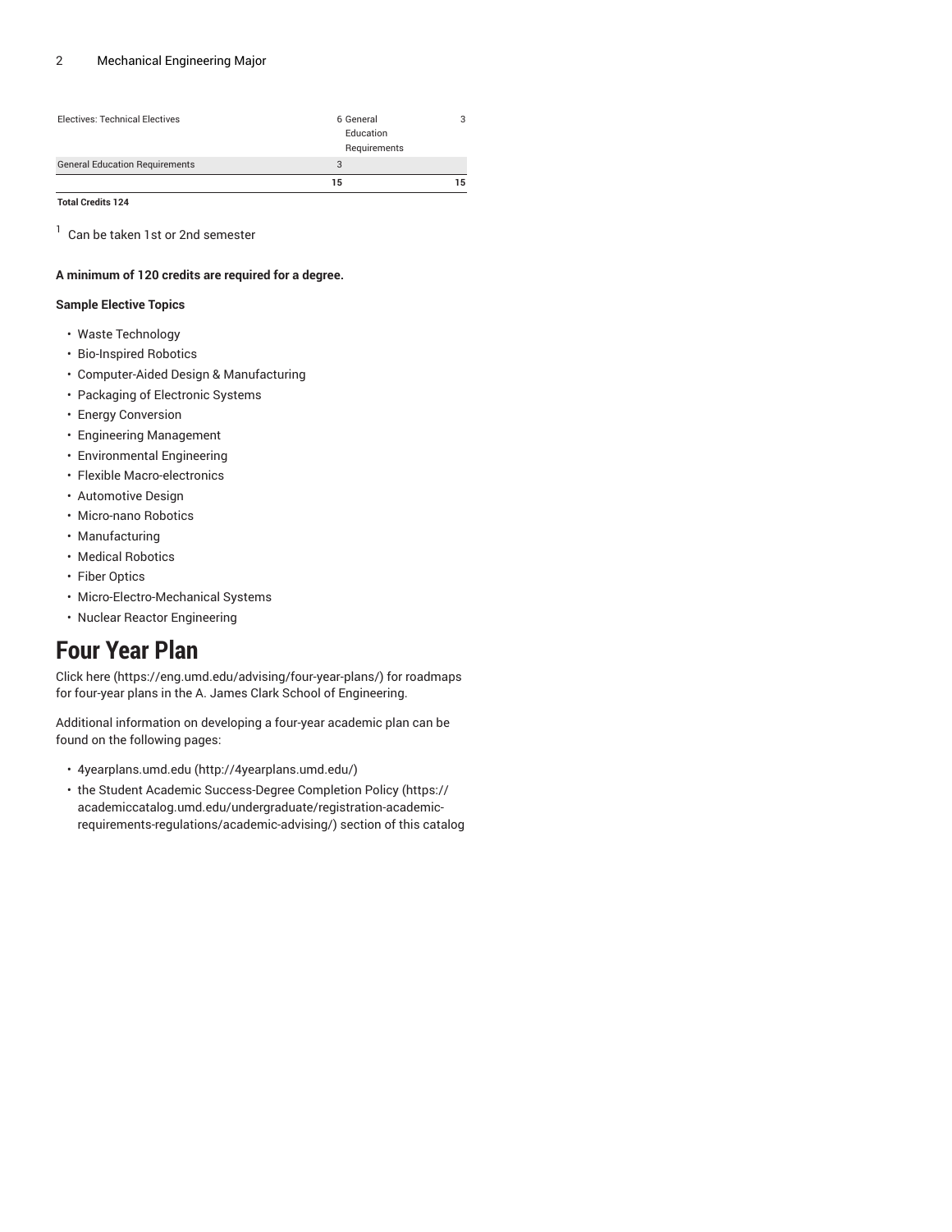| | | | |
|---|---|---|---|
| Electives: Technical Electives | 6 | General Education Requirements | 3 |
| General Education Requirements | 3 | | |
| | 15 | | 15 |

**Total Credits 124**

[1] Can be taken 1st or 2nd semester

**A minimum of 120 credits are required for a degree.**

**Sample Elective Topics**

- Waste Technology
- Bio-Inspired Robotics
- Computer-Aided Design & Manufacturing
- Packaging of Electronic Systems
- Energy Conversion
- Engineering Management
- Environmental Engineering
- Flexible Macro-electronics
- Automotive Design
- Micro-nano Robotics
- Manufacturing
- Medical Robotics
- Fiber Optics
- Micro-Electro-Mechanical Systems
- Nuclear Reactor Engineering

# Four Year Plan

Click here (https://eng.umd.edu/advising/four-year-plans/) for roadmaps for four-year plans in the A. James Clark School of Engineering.

Additional information on developing a four-year academic plan can be found on the following pages:

- 4yearplans.umd.edu (http://4yearplans.umd.edu/)
- the Student Academic Success-Degree Completion Policy (https://academiccatalog.umd.edu/undergraduate/registration-academic-requirements-regulations/academic-advising/) section of this catalog